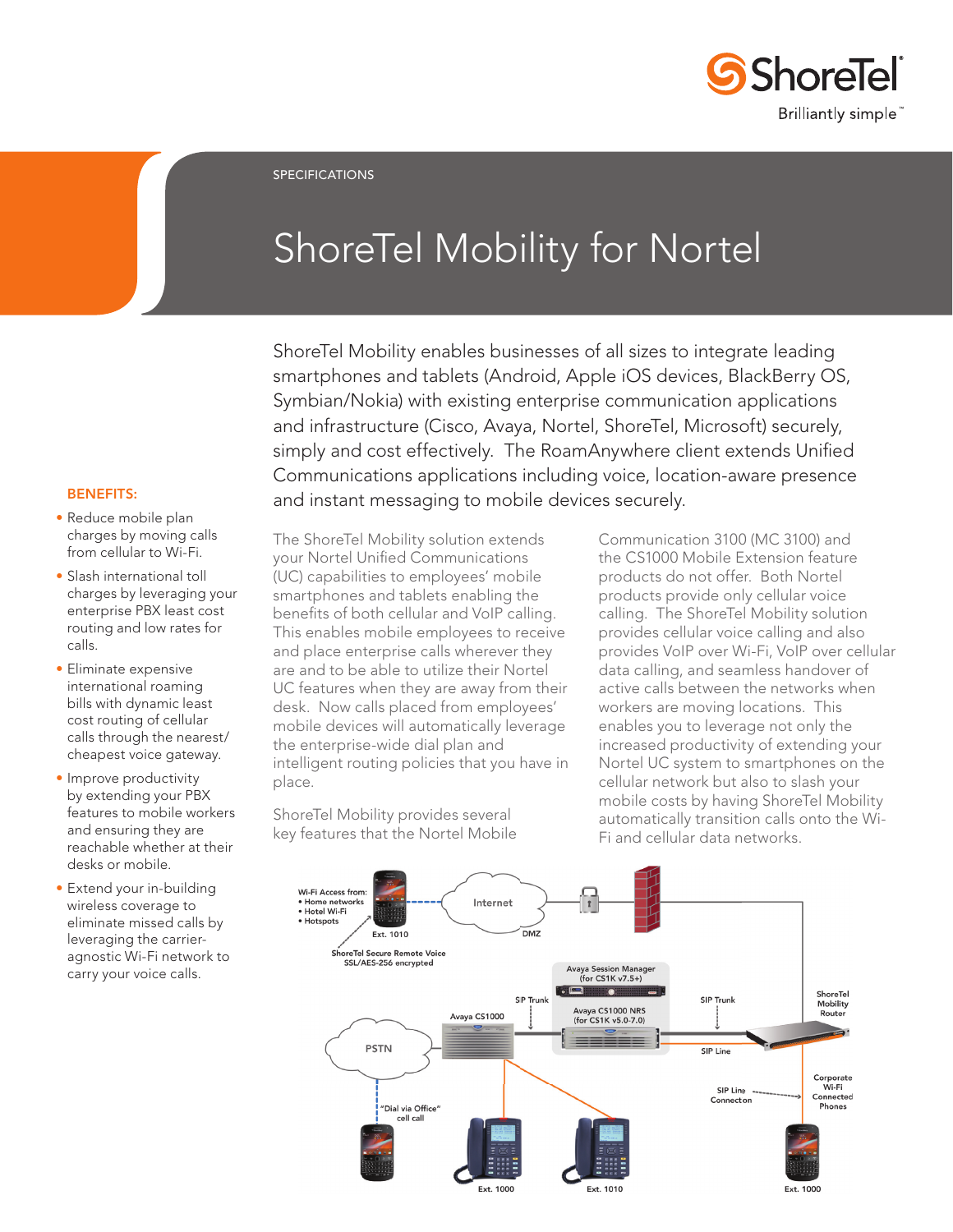SPECIFICATIONS

# ShoreTel Mobility for Nortel

ShoreTel Mobility enables businesses of all sizes to integrate leading smartphones and tablets (Android, Apple iOS devices, BlackBerry OS, Symbian/Nokia) with existing enterprise communication applications and infrastructure (Cisco, Avaya, Nortel, ShoreTel, Microsoft) securely, simply and cost effectively. The RoamAnywhere client extends Unified Communications applications including voice, location-aware presence and instant messaging to mobile devices securely.

**BENEFITS:**

- Reduce mobile plan charges by moving calls from cellular to Wi-Fi.
- Slash international toll charges by leveraging your enterprise PBX least cost routing and low rates for calls.
- Eliminate expensive international roaming bills with dynamic least cost routing of cellular calls through the nearest/cheapest voice gateway.
- Improve productivity by extending your PBX features to mobile workers and ensuring they are reachable whether at their desks or mobile.
- Extend your in-building wireless coverage to eliminate missed calls by leveraging the carrier-agnostic Wi-Fi network to carry your voice calls.

The ShoreTel Mobility solution extends your Nortel Unified Communications (UC) capabilities to employees' mobile smartphones and tablets enabling the benefits of both cellular and VoIP calling. This enables mobile employees to receive and place enterprise calls wherever they are and to be able to utilize their Nortel UC features when they are away from their desk. Now calls placed from employees' mobile devices will automatically leverage the enterprise-wide dial plan and intelligent routing policies that you have in place.

ShoreTel Mobility provides several key features that the Nortel Mobile Communication 3100 (MC 3100) and the CS1000 Mobile Extension feature products do not offer. Both Nortel products provide only cellular voice calling. The ShoreTel Mobility solution provides cellular voice calling and also provides VoIP over Wi-Fi, VoIP over cellular data calling, and seamless handover of active calls between the networks when workers are moving locations. This enables you to leverage not only the increased productivity of extending your Nortel UC system to smartphones on the cellular network but also to slash your mobile costs by having ShoreTel Mobility automatically transition calls onto the Wi-Fi and cellular data networks.

Wi-Fi Access from:
- Home networks
- Hotel Wi-Fi
- Hotspots

Ext. 1010 | Internet | DMZ | ShoreTel Secure Remote Voice SSL/AES-256 encrypted | Avaya Session Manager (for CS1K v7.5+) | SIP Trunk | Avaya CS1000 | Avaya CS1000 NRS (for CS1K v5.0-7.0) | SIP Trunk | ShoreTel Mobility Router | SIP Line | PSTN | "Dial via Office" cell call | SIP Line Connecton | Corporate Wi-Fi Connected Phones | Ext. 1000 | Ext. 1010 | Ext. 1000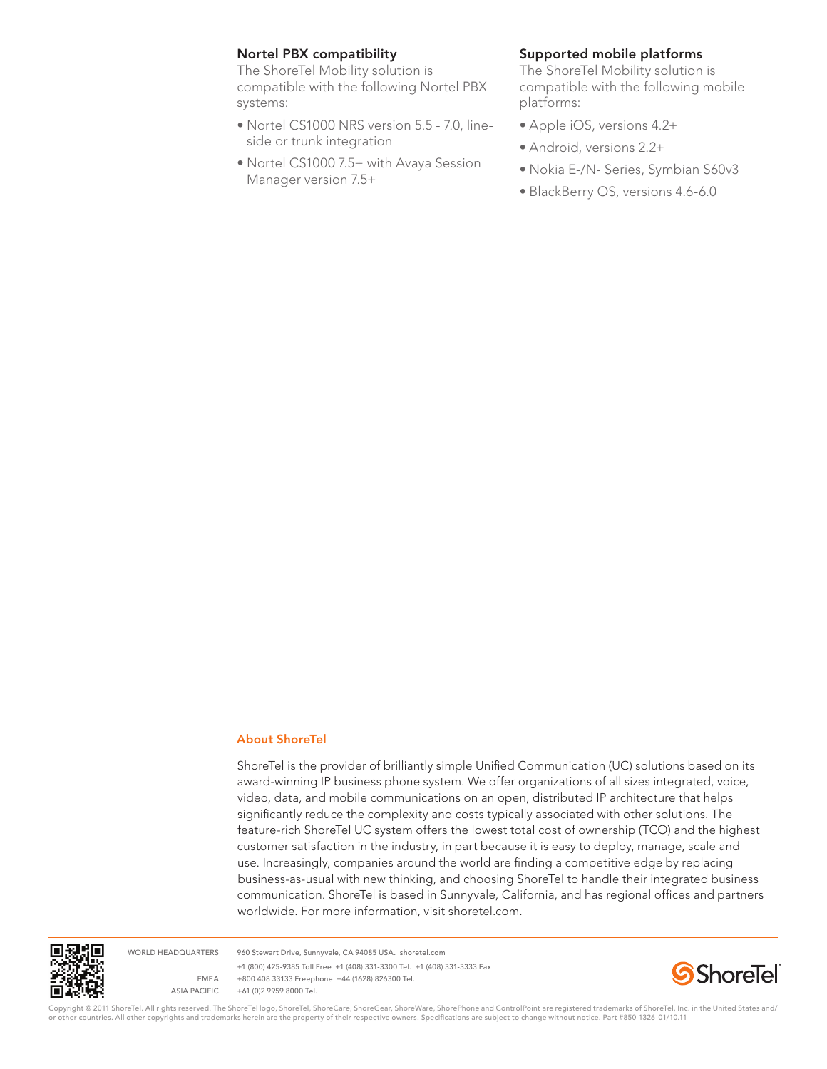### Nortel PBX compatibility

The ShoreTel Mobility solution is compatible with the following Nortel PBX systems:

- Nortel CS1000 NRS version 5.5 - 7.0, line-side or trunk integration
- Nortel CS1000 7.5+ with Avaya Session Manager version 7.5+

### Supported mobile platforms

The ShoreTel Mobility solution is compatible with the following mobile platforms:

- Apple iOS, versions 4.2+
- Android, versions 2.2+
- Nokia E-/N- Series, Symbian S60v3
- BlackBerry OS, versions 4.6-6.0

---

### About ShoreTel

ShoreTel is the provider of brilliantly simple Unified Communication (UC) solutions based on its award-winning IP business phone system. We offer organizations of all sizes integrated, voice, video, data, and mobile communications on an open, distributed IP architecture that helps significantly reduce the complexity and costs typically associated with other solutions. The feature-rich ShoreTel UC system offers the lowest total cost of ownership (TCO) and the highest customer satisfaction in the industry, in part because it is easy to deploy, manage, scale and use. Increasingly, companies around the world are finding a competitive edge by replacing business-as-usual with new thinking, and choosing ShoreTel to handle their integrated business communication. ShoreTel is based in Sunnyvale, California, and has regional offices and partners worldwide. For more information, visit shoretel.com.

WORLD HEADQUARTERS 960 Stewart Drive, Sunnyvale, CA 94085 USA. shoretel.com
+1 (800) 425-9385 Toll Free +1 (408) 331-3300 Tel. +1 (408) 331-3333 Fax

EMEA +800 408 33133 Freephone +44 (1628) 826300 Tel.

ASIA PACIFIC +61 (0)2 9959 8000 Tel.

ShoreTel

Copyright © 2011 ShoreTel. All rights reserved. The ShoreTel logo, ShoreTel, ShoreCare, ShoreGear, ShoreWare, ShorePhone and ControlPoint are registered trademarks of ShoreTel, Inc. in the United States and/or other countries. All other copyrights and trademarks herein are the property of their respective owners. Specifications are subject to change without notice. Part #850-1326-01/10.11